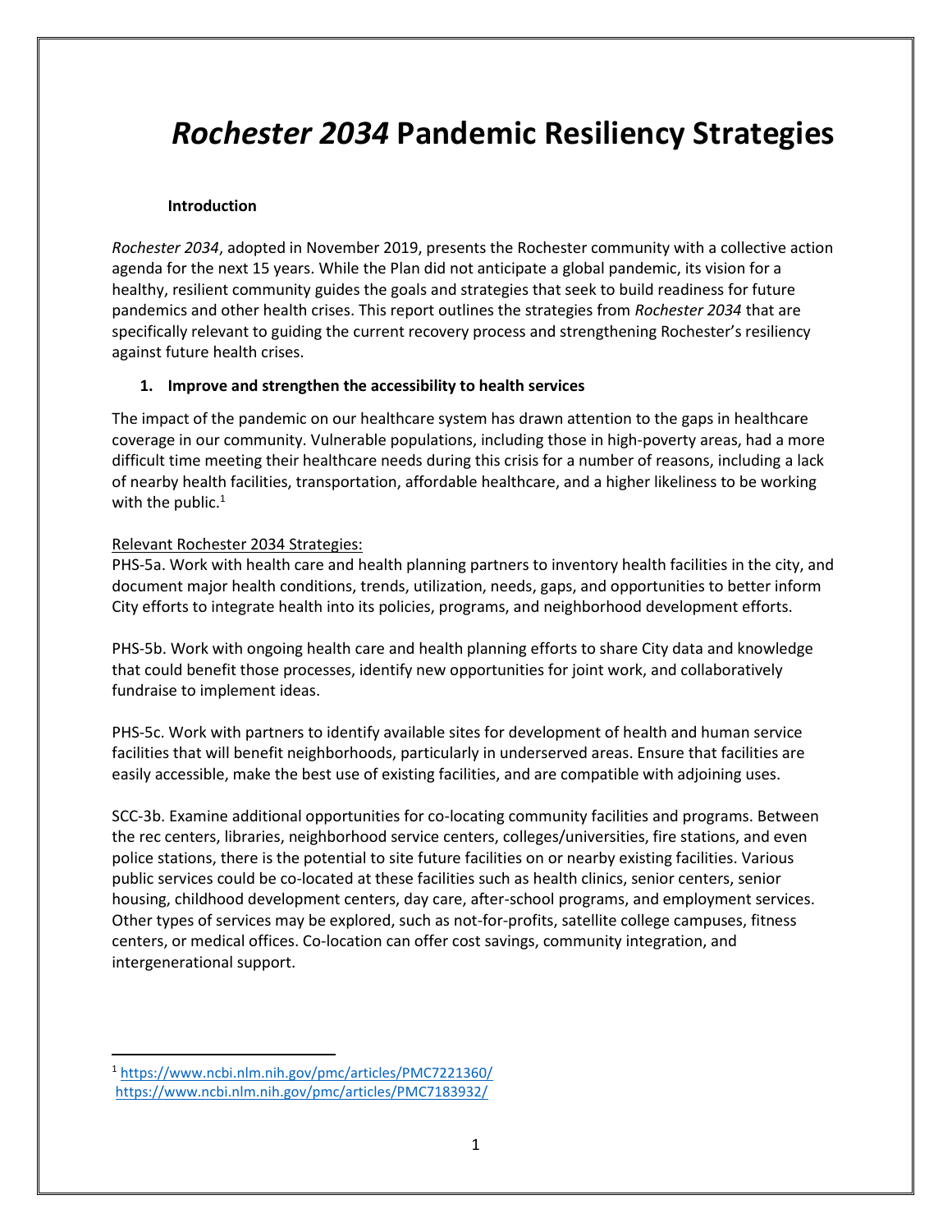# *Rochester 2034* Pandemic Resiliency Strategies

**Introduction**

*Rochester 2034*, adopted in November 2019, presents the Rochester community with a collective action agenda for the next 15 years. While the Plan did not anticipate a global pandemic, its vision for a healthy, resilient community guides the goals and strategies that seek to build readiness for future pandemics and other health crises. This report outlines the strategies from *Rochester 2034* that are specifically relevant to guiding the current recovery process and strengthening Rochester's resiliency against future health crises.

## 1. Improve and strengthen the accessibility to health services

The impact of the pandemic on our healthcare system has drawn attention to the gaps in healthcare coverage in our community. Vulnerable populations, including those in high-poverty areas, had a more difficult time meeting their healthcare needs during this crisis for a number of reasons, including a lack of nearby health facilities, transportation, affordable healthcare, and a higher likeliness to be working with the public.[1]

Relevant Rochester 2034 Strategies:

PHS-5a. Work with health care and health planning partners to inventory health facilities in the city, and document major health conditions, trends, utilization, needs, gaps, and opportunities to better inform City efforts to integrate health into its policies, programs, and neighborhood development efforts.

PHS-5b. Work with ongoing health care and health planning efforts to share City data and knowledge that could benefit those processes, identify new opportunities for joint work, and collaboratively fundraise to implement ideas.

PHS-5c. Work with partners to identify available sites for development of health and human service facilities that will benefit neighborhoods, particularly in underserved areas. Ensure that facilities are easily accessible, make the best use of existing facilities, and are compatible with adjoining uses.

SCC-3b. Examine additional opportunities for co-locating community facilities and programs. Between the rec centers, libraries, neighborhood service centers, colleges/universities, fire stations, and even police stations, there is the potential to site future facilities on or nearby existing facilities. Various public services could be co-located at these facilities such as health clinics, senior centers, senior housing, childhood development centers, day care, after-school programs, and employment services. Other types of services may be explored, such as not-for-profits, satellite college campuses, fitness centers, or medical offices. Co-location can offer cost savings, community integration, and intergenerational support.

---

[1] https://www.ncbi.nlm.nih.gov/pmc/articles/PMC7221360/
https://www.ncbi.nlm.nih.gov/pmc/articles/PMC7183932/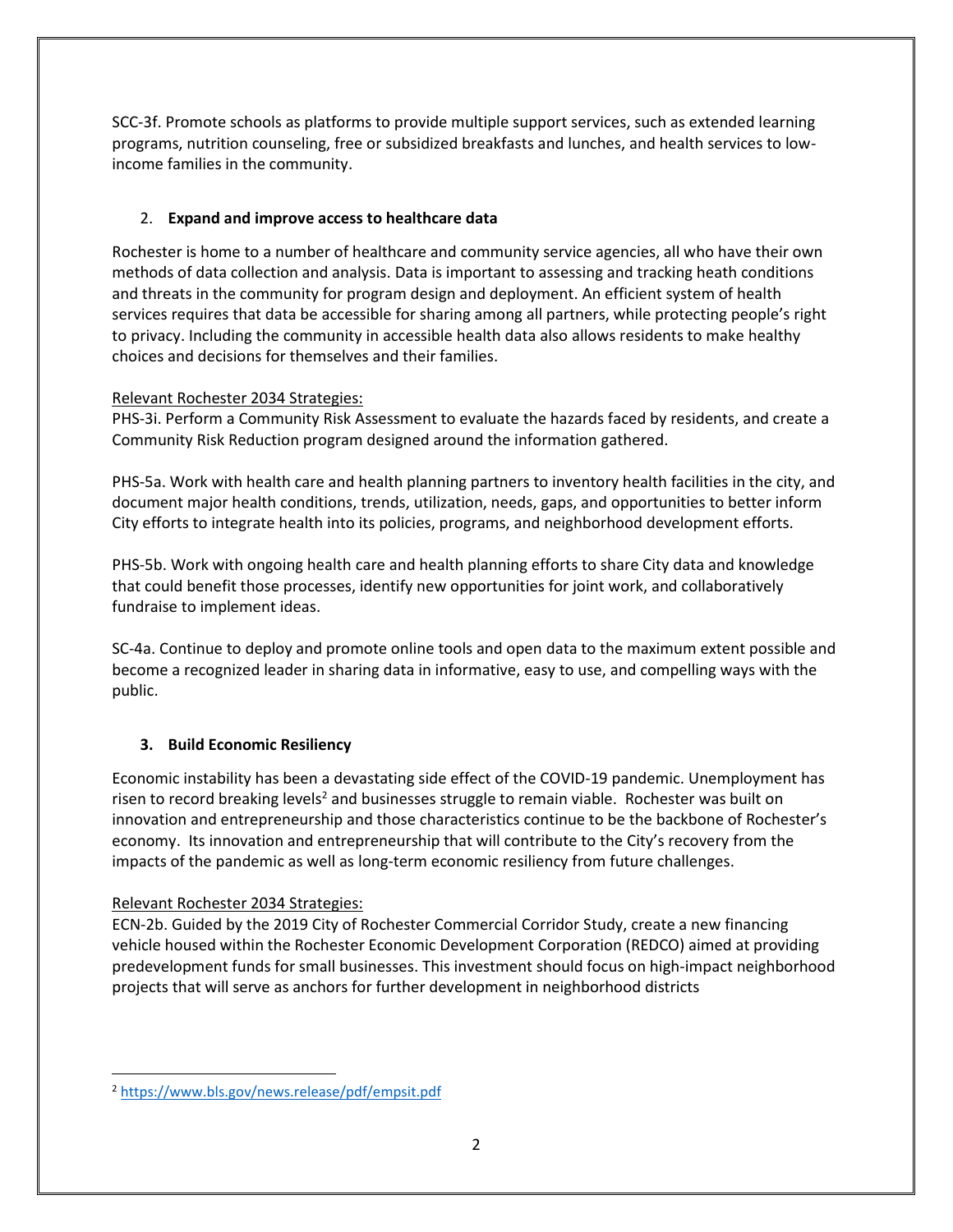SCC-3f. Promote schools as platforms to provide multiple support services, such as extended learning programs, nutrition counseling, free or subsidized breakfasts and lunches, and health services to low-income families in the community.

2. **Expand and improve access to healthcare data**

Rochester is home to a number of healthcare and community service agencies, all who have their own methods of data collection and analysis. Data is important to assessing and tracking heath conditions and threats in the community for program design and deployment. An efficient system of health services requires that data be accessible for sharing among all partners, while protecting people's right to privacy. Including the community in accessible health data also allows residents to make healthy choices and decisions for themselves and their families.

<u>Relevant Rochester 2034 Strategies:</u>
PHS-3i. Perform a Community Risk Assessment to evaluate the hazards faced by residents, and create a Community Risk Reduction program designed around the information gathered.

PHS-5a. Work with health care and health planning partners to inventory health facilities in the city, and document major health conditions, trends, utilization, needs, gaps, and opportunities to better inform City efforts to integrate health into its policies, programs, and neighborhood development efforts.

PHS-5b. Work with ongoing health care and health planning efforts to share City data and knowledge that could benefit those processes, identify new opportunities for joint work, and collaboratively fundraise to implement ideas.

SC-4a. Continue to deploy and promote online tools and open data to the maximum extent possible and become a recognized leader in sharing data in informative, easy to use, and compelling ways with the public.

3. **Build Economic Resiliency**

Economic instability has been a devastating side effect of the COVID-19 pandemic. Unemployment has risen to record breaking levels[2] and businesses struggle to remain viable. Rochester was built on innovation and entrepreneurship and those characteristics continue to be the backbone of Rochester's economy. Its innovation and entrepreneurship that will contribute to the City's recovery from the impacts of the pandemic as well as long-term economic resiliency from future challenges.

<u>Relevant Rochester 2034 Strategies:</u>
ECN-2b. Guided by the 2019 City of Rochester Commercial Corridor Study, create a new financing vehicle housed within the Rochester Economic Development Corporation (REDCO) aimed at providing predevelopment funds for small businesses. This investment should focus on high-impact neighborhood projects that will serve as anchors for further development in neighborhood districts

[2] https://www.bls.gov/news.release/pdf/empsit.pdf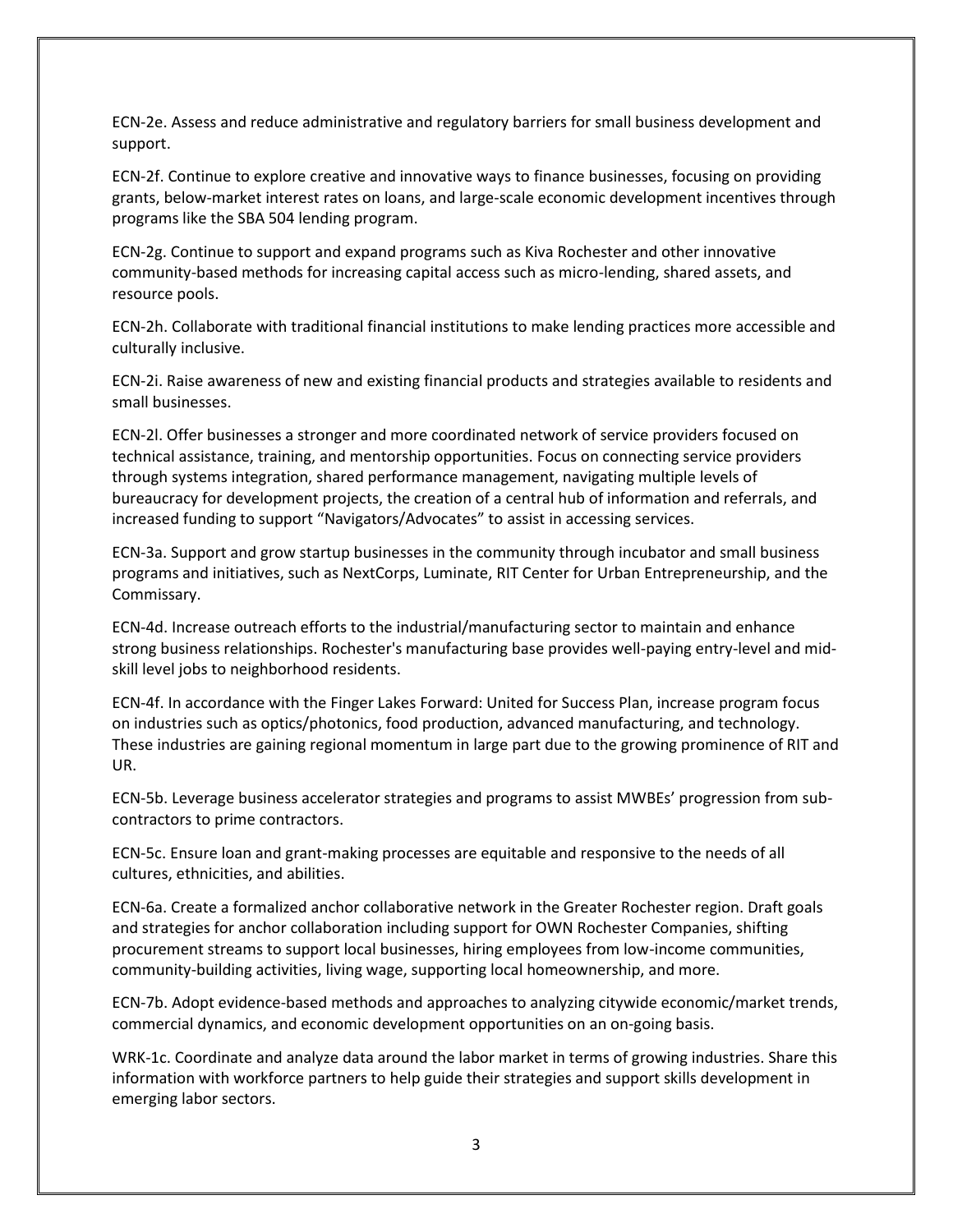ECN-2e. Assess and reduce administrative and regulatory barriers for small business development and support.

ECN-2f. Continue to explore creative and innovative ways to finance businesses, focusing on providing grants, below-market interest rates on loans, and large-scale economic development incentives through programs like the SBA 504 lending program.

ECN-2g. Continue to support and expand programs such as Kiva Rochester and other innovative community-based methods for increasing capital access such as micro-lending, shared assets, and resource pools.

ECN-2h. Collaborate with traditional financial institutions to make lending practices more accessible and culturally inclusive.

ECN-2i. Raise awareness of new and existing financial products and strategies available to residents and small businesses.

ECN-2l. Offer businesses a stronger and more coordinated network of service providers focused on technical assistance, training, and mentorship opportunities. Focus on connecting service providers through systems integration, shared performance management, navigating multiple levels of bureaucracy for development projects, the creation of a central hub of information and referrals, and increased funding to support "Navigators/Advocates" to assist in accessing services.

ECN-3a. Support and grow startup businesses in the community through incubator and small business programs and initiatives, such as NextCorps, Luminate, RIT Center for Urban Entrepreneurship, and the Commissary.

ECN-4d. Increase outreach efforts to the industrial/manufacturing sector to maintain and enhance strong business relationships. Rochester's manufacturing base provides well-paying entry-level and mid-skill level jobs to neighborhood residents.

ECN-4f. In accordance with the Finger Lakes Forward: United for Success Plan, increase program focus on industries such as optics/photonics, food production, advanced manufacturing, and technology. These industries are gaining regional momentum in large part due to the growing prominence of RIT and UR.

ECN-5b. Leverage business accelerator strategies and programs to assist MWBEs' progression from sub-contractors to prime contractors.

ECN-5c. Ensure loan and grant-making processes are equitable and responsive to the needs of all cultures, ethnicities, and abilities.

ECN-6a. Create a formalized anchor collaborative network in the Greater Rochester region. Draft goals and strategies for anchor collaboration including support for OWN Rochester Companies, shifting procurement streams to support local businesses, hiring employees from low-income communities, community-building activities, living wage, supporting local homeownership, and more.

ECN-7b. Adopt evidence-based methods and approaches to analyzing citywide economic/market trends, commercial dynamics, and economic development opportunities on an on-going basis.

WRK-1c. Coordinate and analyze data around the labor market in terms of growing industries. Share this information with workforce partners to help guide their strategies and support skills development in emerging labor sectors.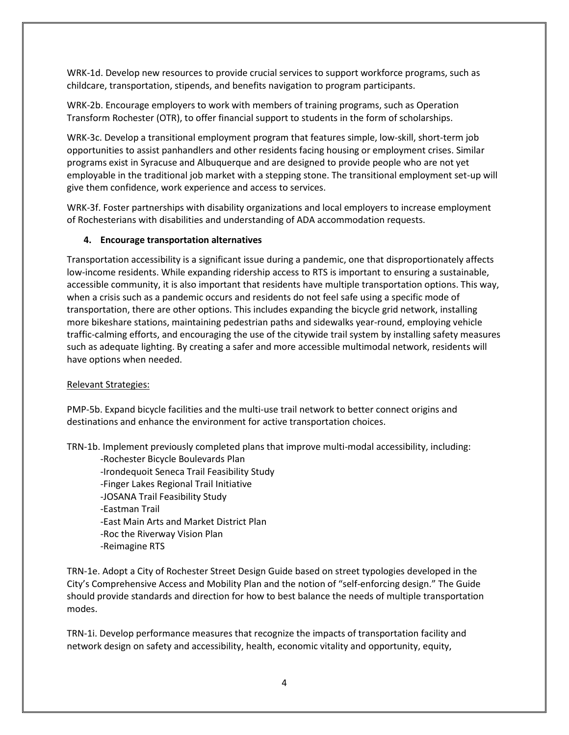WRK-1d. Develop new resources to provide crucial services to support workforce programs, such as childcare, transportation, stipends, and benefits navigation to program participants.

WRK-2b. Encourage employers to work with members of training programs, such as Operation Transform Rochester (OTR), to offer financial support to students in the form of scholarships.

WRK-3c. Develop a transitional employment program that features simple, low-skill, short-term job opportunities to assist panhandlers and other residents facing housing or employment crises. Similar programs exist in Syracuse and Albuquerque and are designed to provide people who are not yet employable in the traditional job market with a stepping stone. The transitional employment set-up will give them confidence, work experience and access to services.

WRK-3f. Foster partnerships with disability organizations and local employers to increase employment of Rochesterians with disabilities and understanding of ADA accommodation requests.

**4. Encourage transportation alternatives**

Transportation accessibility is a significant issue during a pandemic, one that disproportionately affects low-income residents. While expanding ridership access to RTS is important to ensuring a sustainable, accessible community, it is also important that residents have multiple transportation options. This way, when a crisis such as a pandemic occurs and residents do not feel safe using a specific mode of transportation, there are other options. This includes expanding the bicycle grid network, installing more bikeshare stations, maintaining pedestrian paths and sidewalks year-round, employing vehicle traffic-calming efforts, and encouraging the use of the citywide trail system by installing safety measures such as adequate lighting. By creating a safer and more accessible multimodal network, residents will have options when needed.

<u>Relevant Strategies:</u>

PMP-5b. Expand bicycle facilities and the multi-use trail network to better connect origins and destinations and enhance the environment for active transportation choices.

TRN-1b. Implement previously completed plans that improve multi-modal accessibility, including:

- Rochester Bicycle Boulevards Plan
- Irondequoit Seneca Trail Feasibility Study
- Finger Lakes Regional Trail Initiative
- JOSANA Trail Feasibility Study
- Eastman Trail
- East Main Arts and Market District Plan
- Roc the Riverway Vision Plan
- Reimagine RTS

TRN-1e. Adopt a City of Rochester Street Design Guide based on street typologies developed in the City's Comprehensive Access and Mobility Plan and the notion of "self-enforcing design." The Guide should provide standards and direction for how to best balance the needs of multiple transportation modes.

TRN-1i. Develop performance measures that recognize the impacts of transportation facility and network design on safety and accessibility, health, economic vitality and opportunity, equity,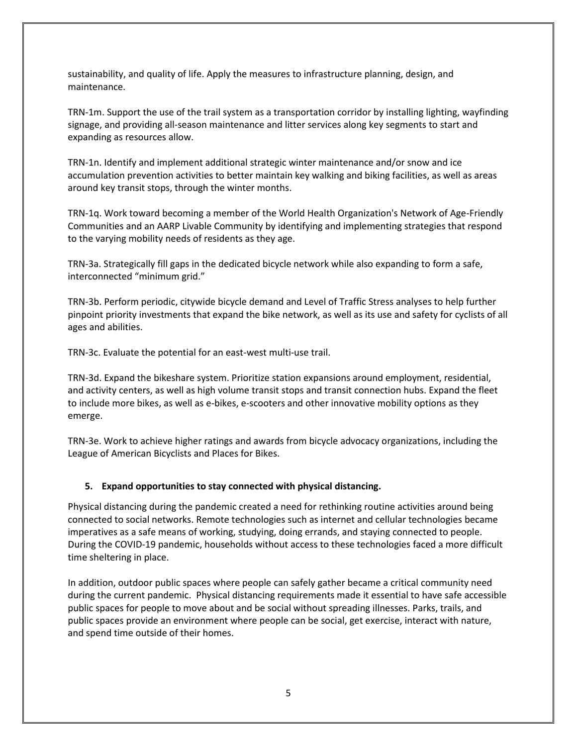sustainability, and quality of life. Apply the measures to infrastructure planning, design, and maintenance.

TRN-1m. Support the use of the trail system as a transportation corridor by installing lighting, wayfinding signage, and providing all-season maintenance and litter services along key segments to start and expanding as resources allow.

TRN-1n. Identify and implement additional strategic winter maintenance and/or snow and ice accumulation prevention activities to better maintain key walking and biking facilities, as well as areas around key transit stops, through the winter months.

TRN-1q. Work toward becoming a member of the World Health Organization's Network of Age-Friendly Communities and an AARP Livable Community by identifying and implementing strategies that respond to the varying mobility needs of residents as they age.

TRN-3a. Strategically fill gaps in the dedicated bicycle network while also expanding to form a safe, interconnected "minimum grid."

TRN-3b. Perform periodic, citywide bicycle demand and Level of Traffic Stress analyses to help further pinpoint priority investments that expand the bike network, as well as its use and safety for cyclists of all ages and abilities.

TRN-3c. Evaluate the potential for an east-west multi-use trail.

TRN-3d. Expand the bikeshare system. Prioritize station expansions around employment, residential, and activity centers, as well as high volume transit stops and transit connection hubs. Expand the fleet to include more bikes, as well as e-bikes, e-scooters and other innovative mobility options as they emerge.

TRN-3e. Work to achieve higher ratings and awards from bicycle advocacy organizations, including the League of American Bicyclists and Places for Bikes.

### 5. Expand opportunities to stay connected with physical distancing.

Physical distancing during the pandemic created a need for rethinking routine activities around being connected to social networks. Remote technologies such as internet and cellular technologies became imperatives as a safe means of working, studying, doing errands, and staying connected to people. During the COVID-19 pandemic, households without access to these technologies faced a more difficult time sheltering in place.

In addition, outdoor public spaces where people can safely gather became a critical community need during the current pandemic. Physical distancing requirements made it essential to have safe accessible public spaces for people to move about and be social without spreading illnesses. Parks, trails, and public spaces provide an environment where people can be social, get exercise, interact with nature, and spend time outside of their homes.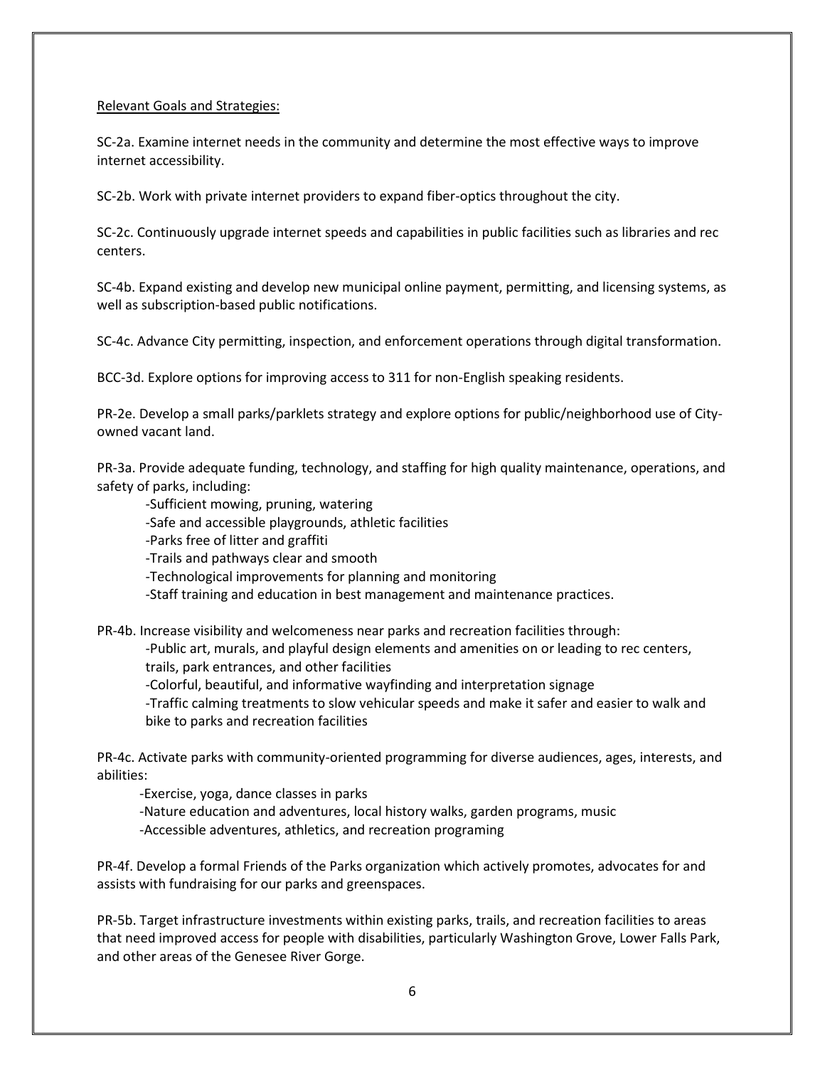Relevant Goals and Strategies:

SC-2a. Examine internet needs in the community and determine the most effective ways to improve internet accessibility.

SC-2b. Work with private internet providers to expand fiber-optics throughout the city.

SC-2c. Continuously upgrade internet speeds and capabilities in public facilities such as libraries and rec centers.

SC-4b. Expand existing and develop new municipal online payment, permitting, and licensing systems, as well as subscription-based public notifications.

SC-4c. Advance City permitting, inspection, and enforcement operations through digital transformation.

BCC-3d. Explore options for improving access to 311 for non-English speaking residents.

PR-2e. Develop a small parks/parklets strategy and explore options for public/neighborhood use of City-owned vacant land.

PR-3a. Provide adequate funding, technology, and staffing for high quality maintenance, operations, and safety of parks, including:

- Sufficient mowing, pruning, watering
- Safe and accessible playgrounds, athletic facilities
- Parks free of litter and graffiti
- Trails and pathways clear and smooth
- Technological improvements for planning and monitoring
- Staff training and education in best management and maintenance practices.

PR-4b. Increase visibility and welcomeness near parks and recreation facilities through:

- Public art, murals, and playful design elements and amenities on or leading to rec centers, trails, park entrances, and other facilities
- Colorful, beautiful, and informative wayfinding and interpretation signage
- Traffic calming treatments to slow vehicular speeds and make it safer and easier to walk and bike to parks and recreation facilities

PR-4c. Activate parks with community-oriented programming for diverse audiences, ages, interests, and abilities:

- Exercise, yoga, dance classes in parks
- Nature education and adventures, local history walks, garden programs, music
- Accessible adventures, athletics, and recreation programing

PR-4f. Develop a formal Friends of the Parks organization which actively promotes, advocates for and assists with fundraising for our parks and greenspaces.

PR-5b. Target infrastructure investments within existing parks, trails, and recreation facilities to areas that need improved access for people with disabilities, particularly Washington Grove, Lower Falls Park, and other areas of the Genesee River Gorge.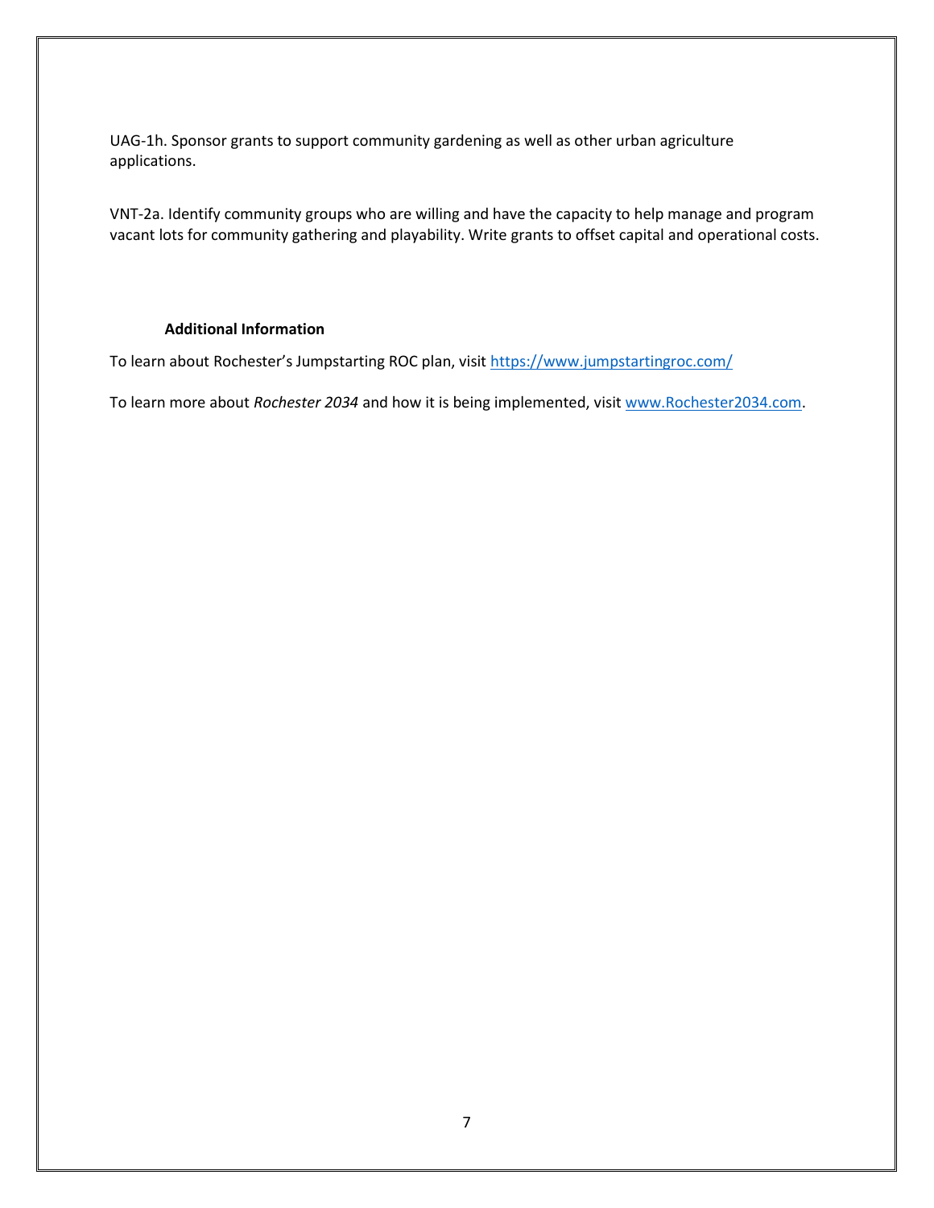UAG-1h. Sponsor grants to support community gardening as well as other urban agriculture applications.

VNT-2a. Identify community groups who are willing and have the capacity to help manage and program vacant lots for community gathering and playability. Write grants to offset capital and operational costs.

**Additional Information**

To learn about Rochester's Jumpstarting ROC plan, visit https://www.jumpstartingroc.com/

To learn more about *Rochester 2034* and how it is being implemented, visit www.Rochester2034.com.